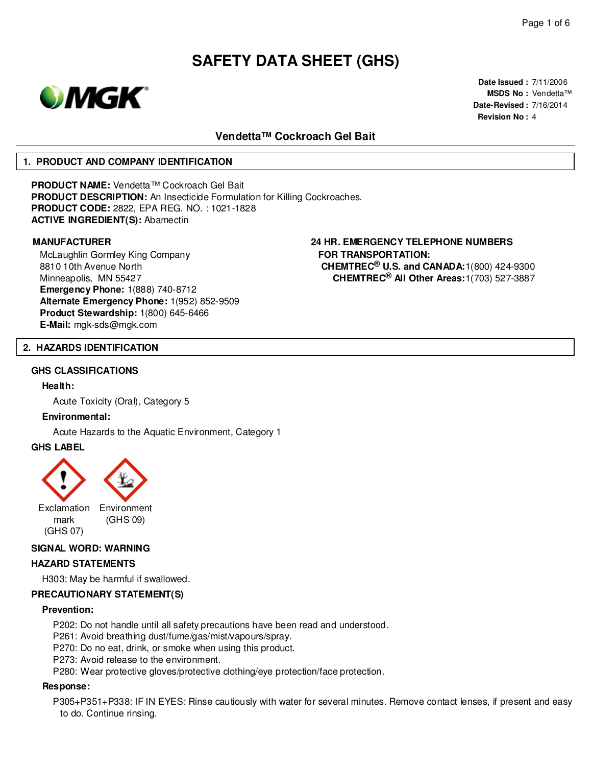# SAFETY DATA SHEET (GHS)

**Date Issued :** 7/11/2006
**MSDS No :** Vendetta™
**Date-Revised :** 7/16/2014
**Revision No :** 4

## Vendetta™ Cockroach Gel Bait

## 1. PRODUCT AND COMPANY IDENTIFICATION

**PRODUCT NAME:** Vendetta™ Cockroach Gel Bait
**PRODUCT DESCRIPTION:** An Insecticide Formulation for Killing Cockroaches.
**PRODUCT CODE:** 2822, EPA REG. NO. : 1021-1828
**ACTIVE INGREDIENT(S):** Abamectin

**MANUFACTURER**

McLaughlin Gormley King Company
8810 10th Avenue North
Minneapolis, MN 55427
**Emergency Phone:** 1(888) 740-8712
**Alternate Emergency Phone:** 1(952) 852-9509
**Product Stewardship:** 1(800) 645-6466
**E-Mail:** mgk-sds@mgk.com

**24 HR. EMERGENCY TELEPHONE NUMBERS FOR TRANSPORTATION:**

**CHEMTREC® U.S. and CANADA:** 1(800) 424-9300
**CHEMTREC® All Other Areas:** 1(703) 527-3887

## 2. HAZARDS IDENTIFICATION

### GHS CLASSIFICATIONS

**Health:**

Acute Toxicity (Oral), Category 5

**Environmental:**

Acute Hazards to the Aquatic Environment, Category 1

### GHS LABEL

Exclamation mark (GHS 07)    Environment (GHS 09)

**SIGNAL WORD: WARNING**

### HAZARD STATEMENTS

H303: May be harmful if swallowed.

### PRECAUTIONARY STATEMENT(S)

**Prevention:**

P202: Do not handle until all safety precautions have been read and understood.
P261: Avoid breathing dust/fume/gas/mist/vapours/spray.
P270: Do no eat, drink, or smoke when using this product.
P273: Avoid release to the environment.
P280: Wear protective gloves/protective clothing/eye protection/face protection.

**Response:**

P305+P351+P338: IF IN EYES: Rinse cautiously with water for several minutes. Remove contact lenses, if present and easy to do. Continue rinsing.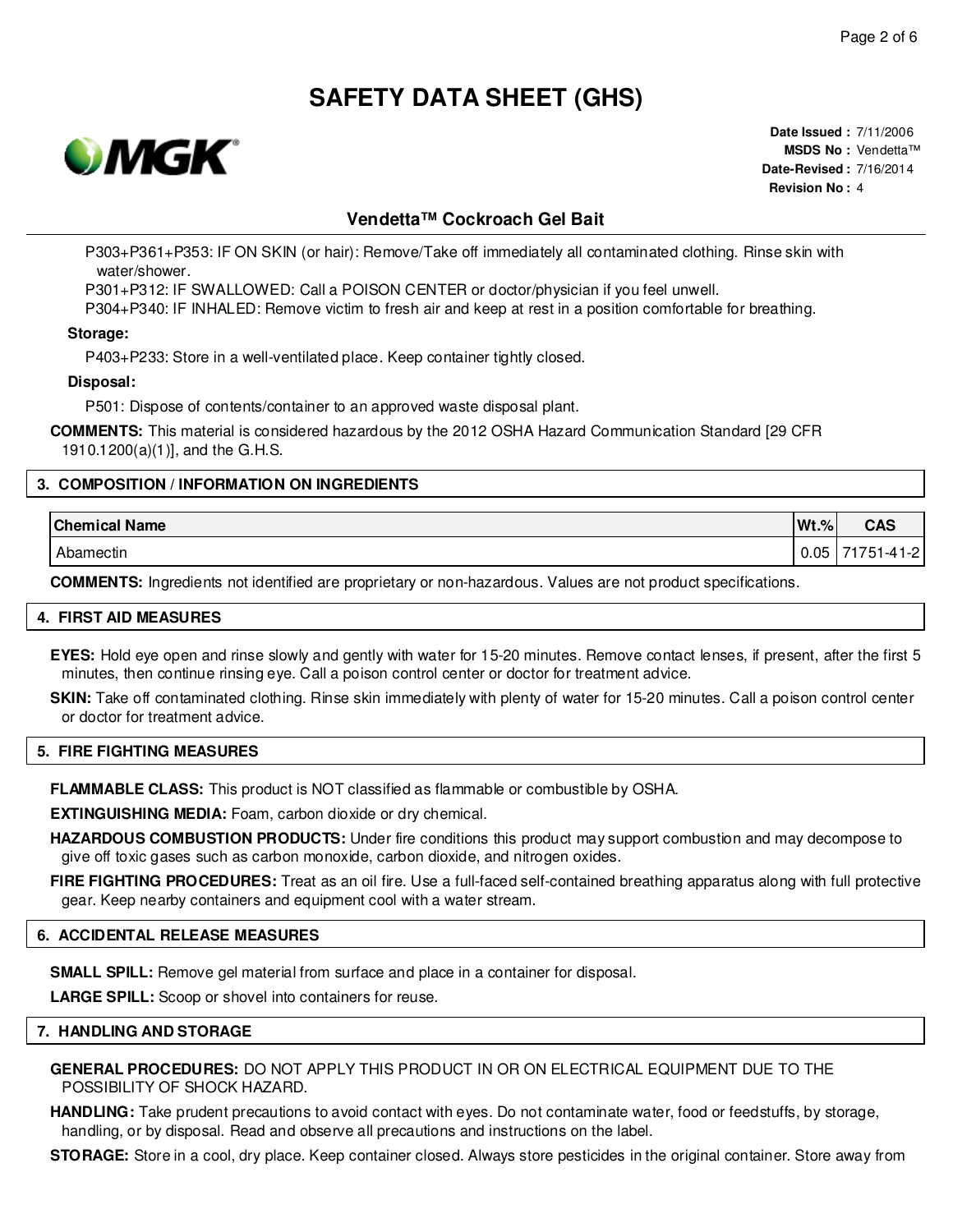P303+P361+P353: IF ON SKIN (or hair): Remove/Take off immediately all contaminated clothing. Rinse skin with water/shower.

P301+P312: IF SWALLOWED: Call a POISON CENTER or doctor/physician if you feel unwell.

P304+P340: IF INHALED: Remove victim to fresh air and keep at rest in a position comfortable for breathing.

**Storage:**

P403+P233: Store in a well-ventilated place. Keep container tightly closed.

**Disposal:**

P501: Dispose of contents/container to an approved waste disposal plant.

**COMMENTS:** This material is considered hazardous by the 2012 OSHA Hazard Communication Standard [29 CFR 1910.1200(a)(1)], and the G.H.S.

## 3. COMPOSITION / INFORMATION ON INGREDIENTS

| Chemical Name | Wt.% | CAS |
|---|---|---|
| Abamectin | 0.05 | 71751-41-2 |

**COMMENTS:** Ingredients not identified are proprietary or non-hazardous. Values are not product specifications.

## 4. FIRST AID MEASURES

**EYES:** Hold eye open and rinse slowly and gently with water for 15-20 minutes. Remove contact lenses, if present, after the first 5 minutes, then continue rinsing eye. Call a poison control center or doctor for treatment advice.

**SKIN:** Take off contaminated clothing. Rinse skin immediately with plenty of water for 15-20 minutes. Call a poison control center or doctor for treatment advice.

## 5. FIRE FIGHTING MEASURES

**FLAMMABLE CLASS:** This product is NOT classified as flammable or combustible by OSHA.

**EXTINGUISHING MEDIA:** Foam, carbon dioxide or dry chemical.

**HAZARDOUS COMBUSTION PRODUCTS:** Under fire conditions this product may support combustion and may decompose to give off toxic gases such as carbon monoxide, carbon dioxide, and nitrogen oxides.

**FIRE FIGHTING PROCEDURES:** Treat as an oil fire. Use a full-faced self-contained breathing apparatus along with full protective gear. Keep nearby containers and equipment cool with a water stream.

## 6. ACCIDENTAL RELEASE MEASURES

**SMALL SPILL:** Remove gel material from surface and place in a container for disposal.

**LARGE SPILL:** Scoop or shovel into containers for reuse.

## 7. HANDLING AND STORAGE

**GENERAL PROCEDURES:** DO NOT APPLY THIS PRODUCT IN OR ON ELECTRICAL EQUIPMENT DUE TO THE POSSIBILITY OF SHOCK HAZARD.

**HANDLING:** Take prudent precautions to avoid contact with eyes. Do not contaminate water, food or feedstuffs, by storage, handling, or by disposal. Read and observe all precautions and instructions on the label.

**STORAGE:** Store in a cool, dry place. Keep container closed. Always store pesticides in the original container. Store away from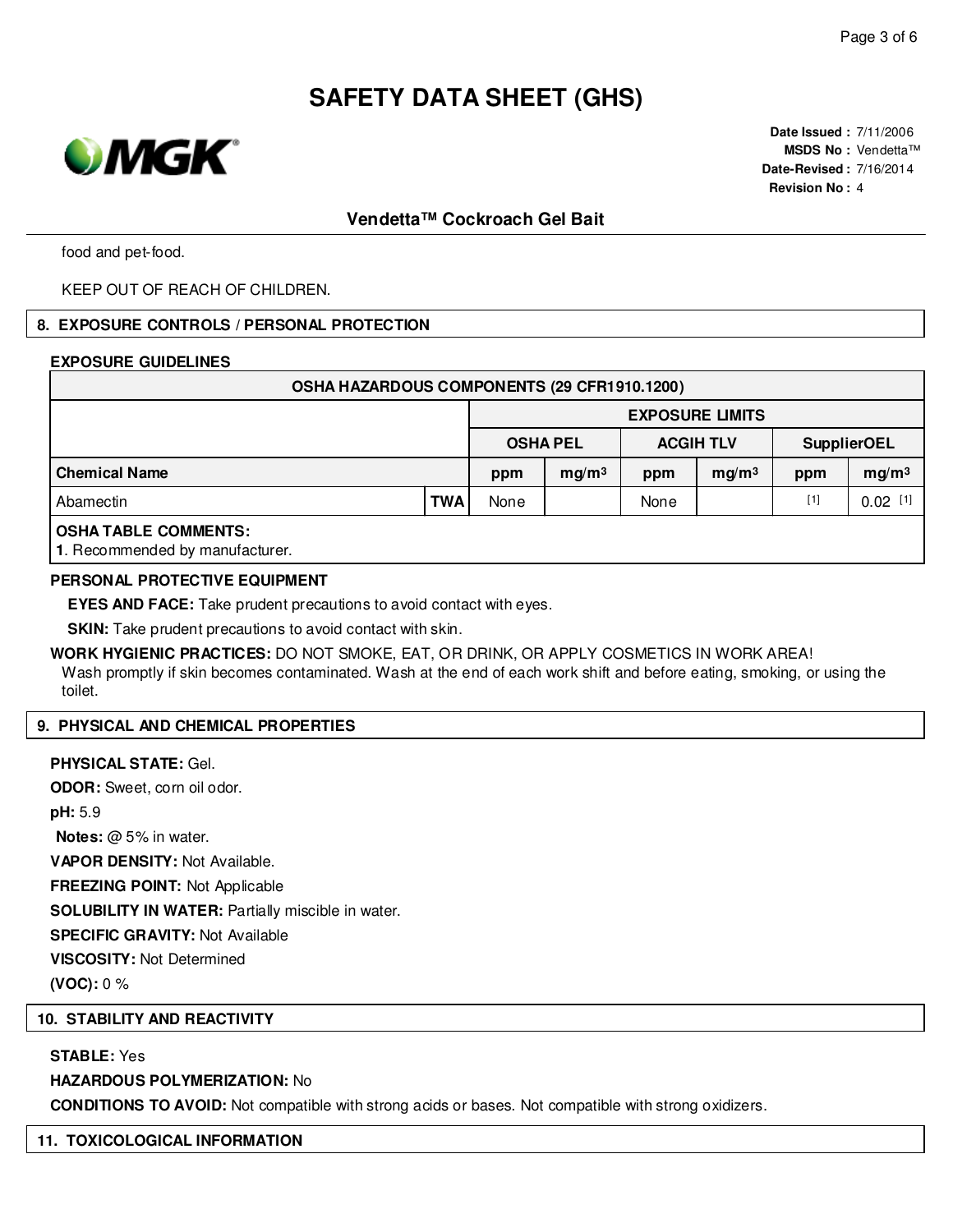food and pet-food.

KEEP OUT OF REACH OF CHILDREN.

## 8. EXPOSURE CONTROLS / PERSONAL PROTECTION

**EXPOSURE GUIDELINES**

| OSHA HAZARDOUS COMPONENTS (29 CFR1910.1200) | | | | | | | |
|---|---|---|---|---|---|---|---|
| | | EXPOSURE LIMITS | | | | | |
| | | OSHA PEL | | ACGIH TLV | | SupplierOEL | |
| **Chemical Name** | | ppm | $mg/m^3$ | ppm | $mg/m^3$ | ppm | $mg/m^3$ |
| Abamectin | TWA | None | | None | | [1] | 0.02 [1] |

**OSHA TABLE COMMENTS:**
**1**. Recommended by manufacturer.

**PERSONAL PROTECTIVE EQUIPMENT**

**EYES AND FACE:** Take prudent precautions to avoid contact with eyes.

**SKIN:** Take prudent precautions to avoid contact with skin.

**WORK HYGIENIC PRACTICES:** DO NOT SMOKE, EAT, OR DRINK, OR APPLY COSMETICS IN WORK AREA! Wash promptly if skin becomes contaminated. Wash at the end of each work shift and before eating, smoking, or using the toilet.

## 9. PHYSICAL AND CHEMICAL PROPERTIES

**PHYSICAL STATE:** Gel.

**ODOR:** Sweet, corn oil odor.

**pH:** 5.9

**Notes:** @ 5% in water.

**VAPOR DENSITY:** Not Available.

**FREEZING POINT:** Not Applicable

**SOLUBILITY IN WATER:** Partially miscible in water.

**SPECIFIC GRAVITY:** Not Available

**VISCOSITY:** Not Determined

**(VOC):** 0 %

## 10. STABILITY AND REACTIVITY

**STABLE:** Yes

**HAZARDOUS POLYMERIZATION:** No

**CONDITIONS TO AVOID:** Not compatible with strong acids or bases. Not compatible with strong oxidizers.

## 11. TOXICOLOGICAL INFORMATION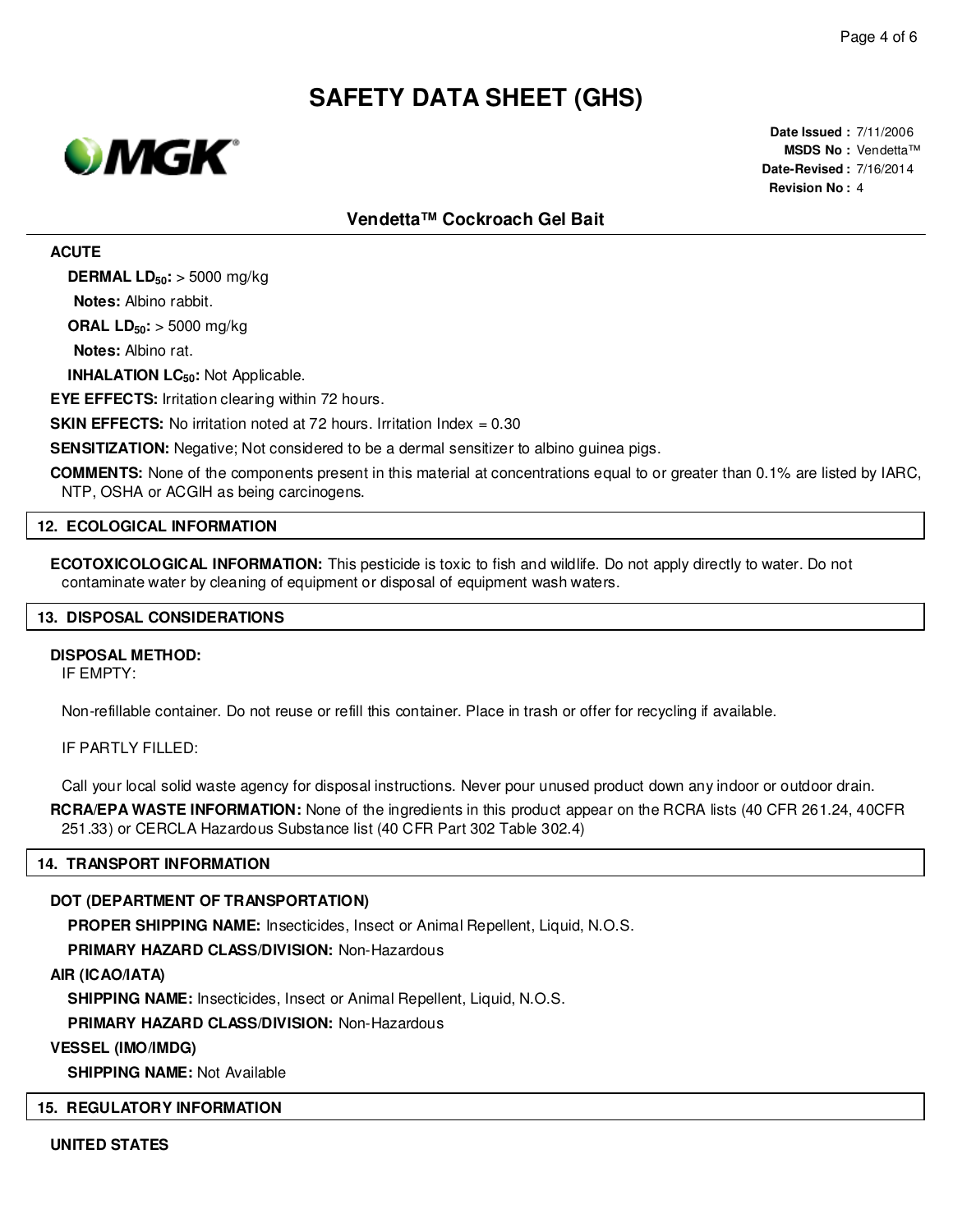**ACUTE**

**DERMAL $LD_{50}$:** > 5000 mg/kg

**Notes:** Albino rabbit.

**ORAL $LD_{50}$:** > 5000 mg/kg

**Notes:** Albino rat.

**INHALATION $LC_{50}$:** Not Applicable.

**EYE EFFECTS:** Irritation clearing within 72 hours.

**SKIN EFFECTS:** No irritation noted at 72 hours. Irritation Index = 0.30

**SENSITIZATION:** Negative; Not considered to be a dermal sensitizer to albino guinea pigs.

**COMMENTS:** None of the components present in this material at concentrations equal to or greater than 0.1% are listed by IARC, NTP, OSHA or ACGIH as being carcinogens.

## 12. ECOLOGICAL INFORMATION

**ECOTOXICOLOGICAL INFORMATION:** This pesticide is toxic to fish and wildlife. Do not apply directly to water. Do not contaminate water by cleaning of equipment or disposal of equipment wash waters.

## 13. DISPOSAL CONSIDERATIONS

**DISPOSAL METHOD:**
IF EMPTY:

Non-refillable container. Do not reuse or refill this container. Place in trash or offer for recycling if available.

IF PARTLY FILLED:

Call your local solid waste agency for disposal instructions. Never pour unused product down any indoor or outdoor drain.

**RCRA/EPA WASTE INFORMATION:** None of the ingredients in this product appear on the RCRA lists (40 CFR 261.24, 40CFR 251.33) or CERCLA Hazardous Substance list (40 CFR Part 302 Table 302.4)

## 14. TRANSPORT INFORMATION

**DOT (DEPARTMENT OF TRANSPORTATION)**

**PROPER SHIPPING NAME:** Insecticides, Insect or Animal Repellent, Liquid, N.O.S.

**PRIMARY HAZARD CLASS/DIVISION:** Non-Hazardous

**AIR (ICAO/IATA)**

**SHIPPING NAME:** Insecticides, Insect or Animal Repellent, Liquid, N.O.S.

**PRIMARY HAZARD CLASS/DIVISION:** Non-Hazardous

**VESSEL (IMO/IMDG)**

**SHIPPING NAME:** Not Available

## 15. REGULATORY INFORMATION

**UNITED STATES**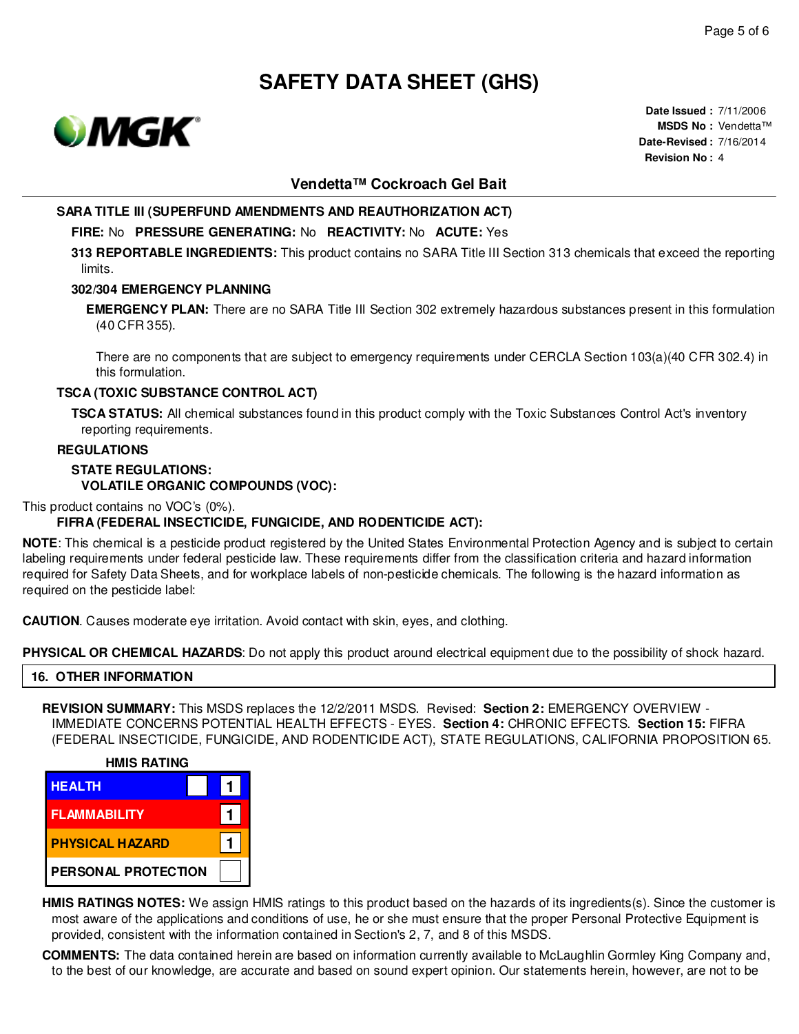# SAFETY DATA SHEET (GHS)

**Date Issued :** 7/11/2006
**MSDS No :** Vendetta™
**Date-Revised :** 7/16/2014
**Revision No :** 4

## Vendetta™ Cockroach Gel Bait

**SARA TITLE III (SUPERFUND AMENDMENTS AND REAUTHORIZATION ACT)**

**FIRE:** No **PRESSURE GENERATING:** No **REACTIVITY:** No **ACUTE:** Yes

**313 REPORTABLE INGREDIENTS:** This product contains no SARA Title III Section 313 chemicals that exceed the reporting limits.

**302/304 EMERGENCY PLANNING**

**EMERGENCY PLAN:** There are no SARA Title III Section 302 extremely hazardous substances present in this formulation (40 CFR 355).

There are no components that are subject to emergency requirements under CERCLA Section 103(a)(40 CFR 302.4) in this formulation.

**TSCA (TOXIC SUBSTANCE CONTROL ACT)**

**TSCA STATUS:** All chemical substances found in this product comply with the Toxic Substances Control Act's inventory reporting requirements.

**REGULATIONS**

**STATE REGULATIONS:**

**VOLATILE ORGANIC COMPOUNDS (VOC):**

This product contains no VOC's (0%).

**FIFRA (FEDERAL INSECTICIDE, FUNGICIDE, AND RODENTICIDE ACT):**

**NOTE**: This chemical is a pesticide product registered by the United States Environmental Protection Agency and is subject to certain labeling requirements under federal pesticide law. These requirements differ from the classification criteria and hazard information required for Safety Data Sheets, and for workplace labels of non-pesticide chemicals. The following is the hazard information as required on the pesticide label:

**CAUTION**. Causes moderate eye irritation. Avoid contact with skin, eyes, and clothing.

**PHYSICAL OR CHEMICAL HAZARDS**: Do not apply this product around electrical equipment due to the possibility of shock hazard.

## 16. OTHER INFORMATION

**REVISION SUMMARY:** This MSDS replaces the 12/2/2011 MSDS. Revised: **Section 2:** EMERGENCY OVERVIEW - IMMEDIATE CONCERNS POTENTIAL HEALTH EFFECTS - EYES. **Section 4:** CHRONIC EFFECTS. **Section 15:** FIFRA (FEDERAL INSECTICIDE, FUNGICIDE, AND RODENTICIDE ACT), STATE REGULATIONS, CALIFORNIA PROPOSITION 65.

**HMIS RATING**

| Category | | Rating |
|---|---|---|
| HEALTH | | 1 |
| FLAMMABILITY | | 1 |
| PHYSICAL HAZARD | | 1 |
| PERSONAL PROTECTION | | |

**HMIS RATINGS NOTES:** We assign HMIS ratings to this product based on the hazards of its ingredients(s). Since the customer is most aware of the applications and conditions of use, he or she must ensure that the proper Personal Protective Equipment is provided, consistent with the information contained in Section's 2, 7, and 8 of this MSDS.

**COMMENTS:** The data contained herein are based on information currently available to McLaughlin Gormley King Company and, to the best of our knowledge, are accurate and based on sound expert opinion. Our statements herein, however, are not to be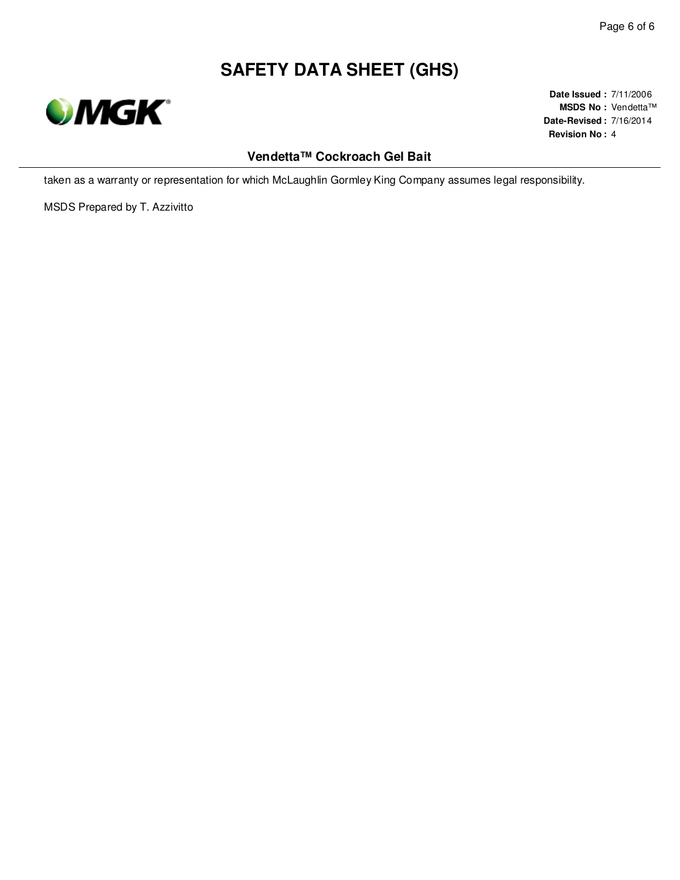taken as a warranty or representation for which McLaughlin Gormley King Company assumes legal responsibility.

MSDS Prepared by T. Azzivitto